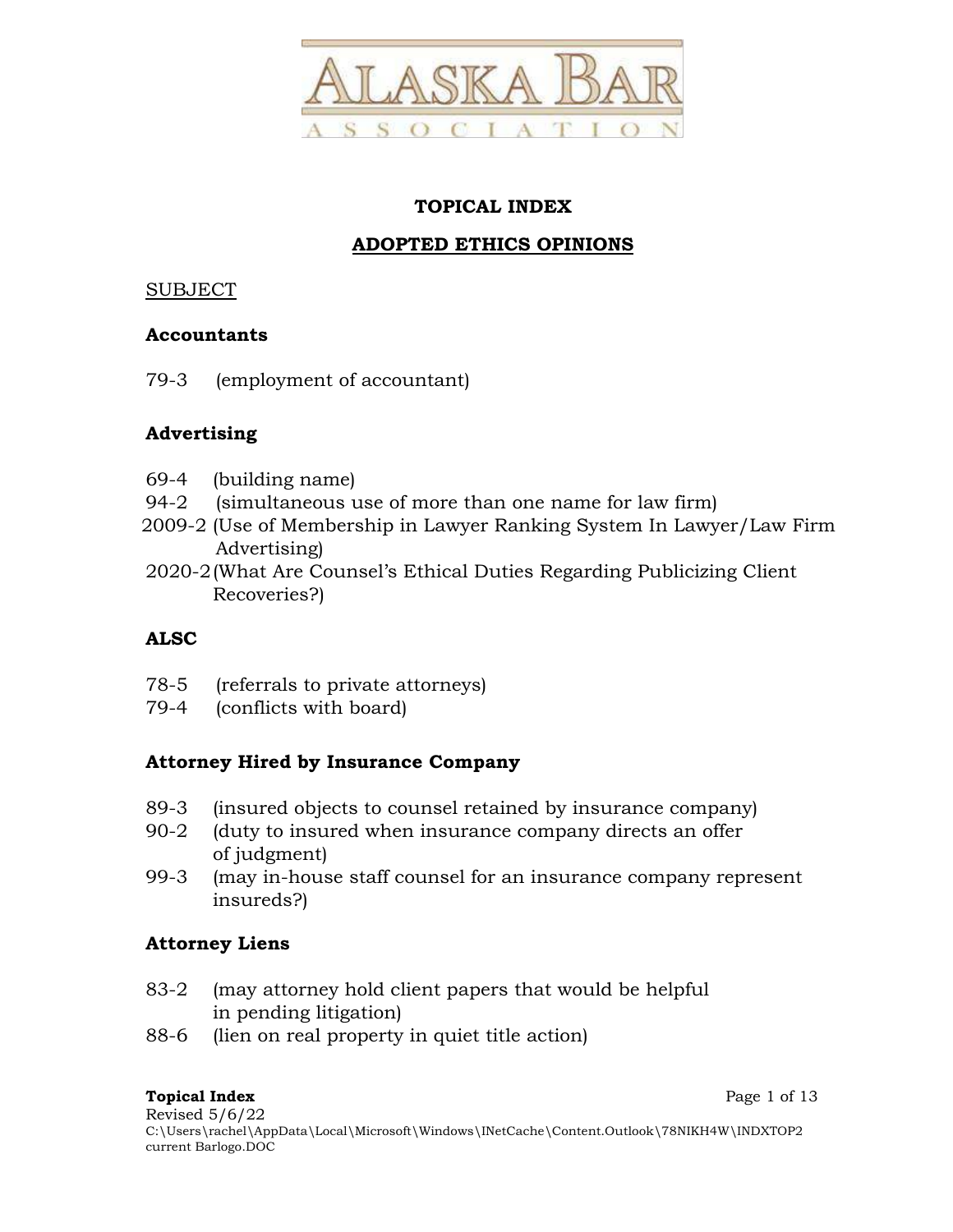ALASKA BAR ASSOCIATION

# TOPICAL INDEX

## ADOPTED ETHICS OPINIONS

SUBJECT

**Accountants**

79-3 (employment of accountant)

**Advertising**

69-4 (building name)
94-2 (simultaneous use of more than one name for law firm)
2009-2 (Use of Membership in Lawyer Ranking System In Lawyer/Law Firm Advertising)
2020-2 (What Are Counsel's Ethical Duties Regarding Publicizing Client Recoveries?)

**ALSC**

78-5 (referrals to private attorneys)
79-4 (conflicts with board)

**Attorney Hired by Insurance Company**

89-3 (insured objects to counsel retained by insurance company)
90-2 (duty to insured when insurance company directs an offer of judgment)
99-3 (may in-house staff counsel for an insurance company represent insureds?)

**Attorney Liens**

83-2 (may attorney hold client papers that would be helpful in pending litigation)
88-6 (lien on real property in quiet title action)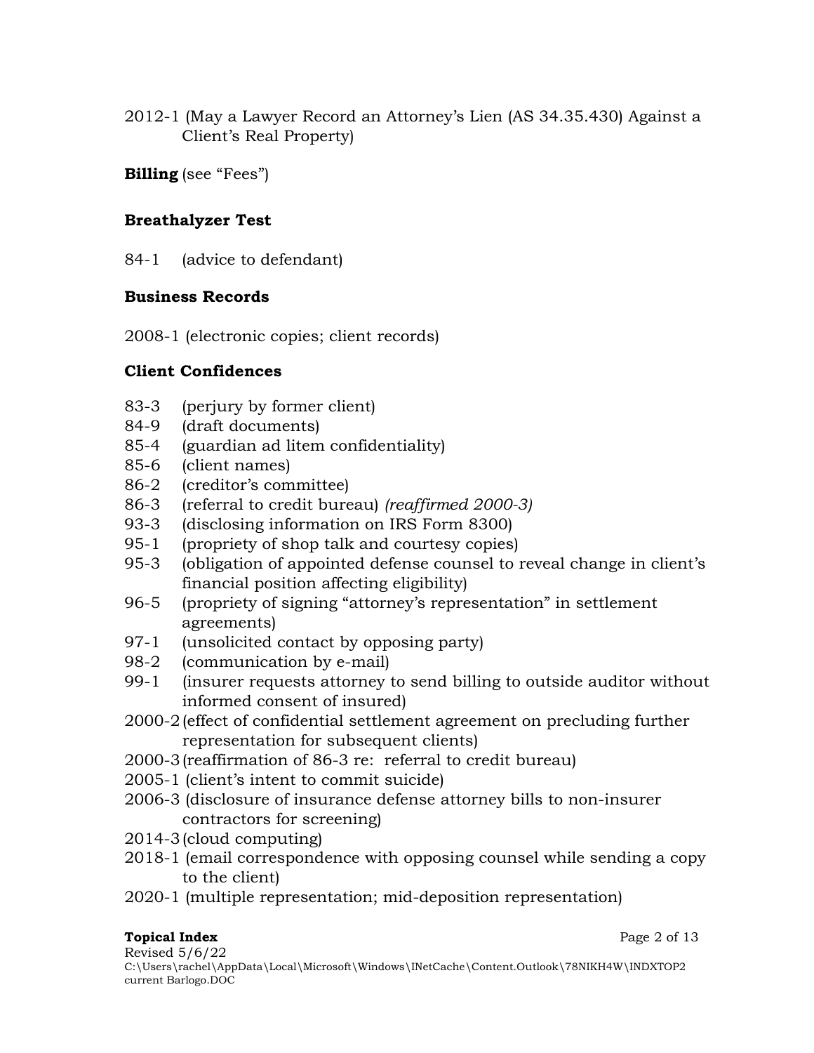2012-1 (May a Lawyer Record an Attorney's Lien (AS 34.35.430) Against a Client's Real Property)

**Billing** (see "Fees")

**Breathalyzer Test**

84-1 (advice to defendant)

**Business Records**

2008-1 (electronic copies; client records)

**Client Confidences**

83-3 (perjury by former client)
84-9 (draft documents)
85-4 (guardian ad litem confidentiality)
85-6 (client names)
86-2 (creditor's committee)
86-3 (referral to credit bureau) *(reaffirmed 2000-3)*
93-3 (disclosing information on IRS Form 8300)
95-1 (propriety of shop talk and courtesy copies)
95-3 (obligation of appointed defense counsel to reveal change in client's financial position affecting eligibility)
96-5 (propriety of signing "attorney's representation" in settlement agreements)
97-1 (unsolicited contact by opposing party)
98-2 (communication by e-mail)
99-1 (insurer requests attorney to send billing to outside auditor without informed consent of insured)
2000-2 (effect of confidential settlement agreement on precluding further representation for subsequent clients)
2000-3 (reaffirmation of 86-3 re: referral to credit bureau)
2005-1 (client's intent to commit suicide)
2006-3 (disclosure of insurance defense attorney bills to non-insurer contractors for screening)
2014-3 (cloud computing)
2018-1 (email correspondence with opposing counsel while sending a copy to the client)
2020-1 (multiple representation; mid-deposition representation)

**Topical Index**
Revised 5/6/22
C:\Users\rachel\AppData\Local\Microsoft\Windows\INetCache\Content.Outlook\78NIKH4W\INDXTOP2 current Barlogo.DOC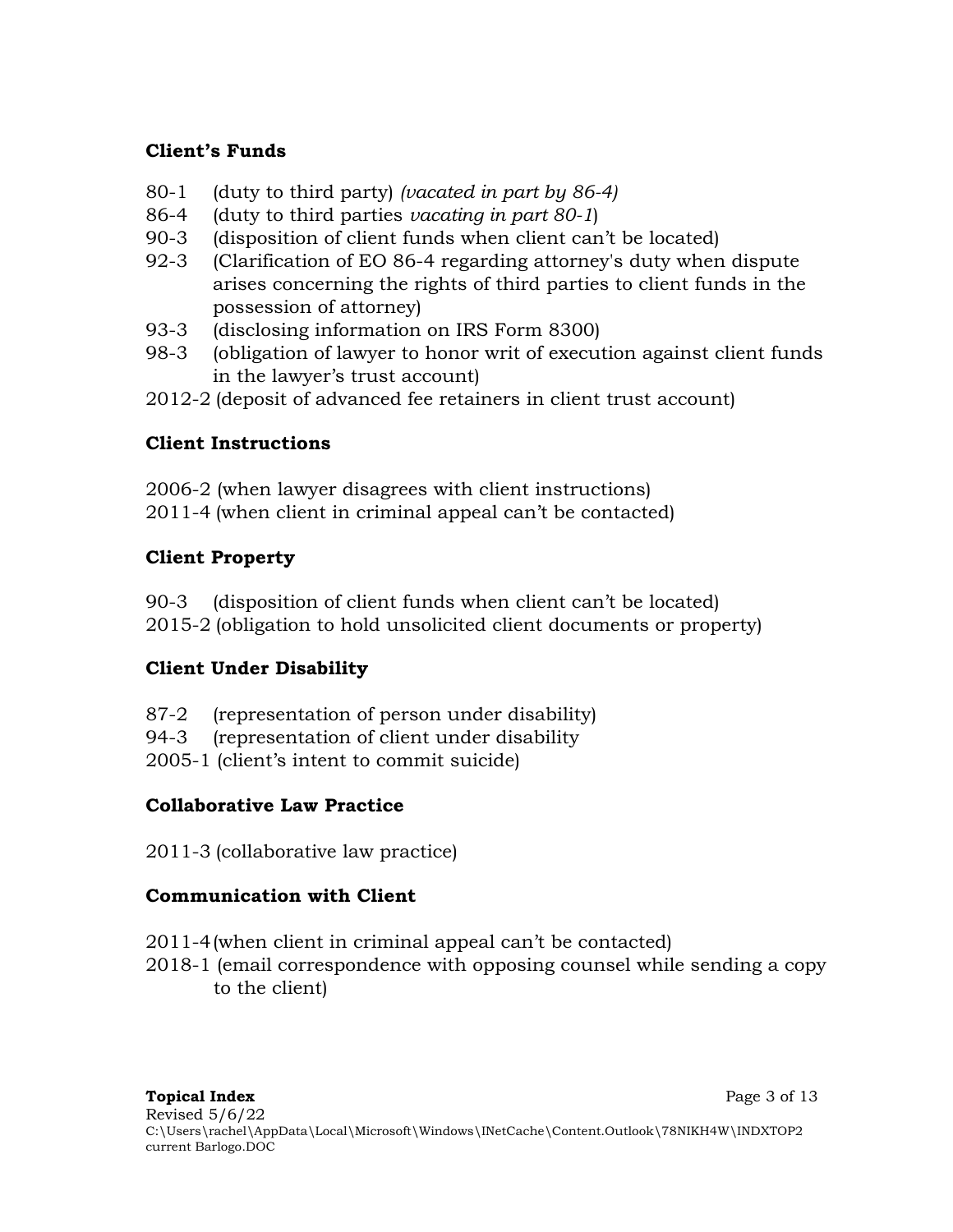**Client's Funds**

80-1 (duty to third party) *(vacated in part by 86-4)*
86-4 (duty to third parties *vacating in part 80-1*)
90-3 (disposition of client funds when client can't be located)
92-3 (Clarification of EO 86-4 regarding attorney's duty when dispute arises concerning the rights of third parties to client funds in the possession of attorney)
93-3 (disclosing information on IRS Form 8300)
98-3 (obligation of lawyer to honor writ of execution against client funds in the lawyer's trust account)
2012-2 (deposit of advanced fee retainers in client trust account)

**Client Instructions**

2006-2 (when lawyer disagrees with client instructions)
2011-4 (when client in criminal appeal can't be contacted)

**Client Property**

90-3 (disposition of client funds when client can't be located)
2015-2 (obligation to hold unsolicited client documents or property)

**Client Under Disability**

87-2 (representation of person under disability)
94-3 (representation of client under disability
2005-1 (client's intent to commit suicide)

**Collaborative Law Practice**

2011-3 (collaborative law practice)

**Communication with Client**

2011-4 (when client in criminal appeal can't be contacted)
2018-1 (email correspondence with opposing counsel while sending a copy to the client)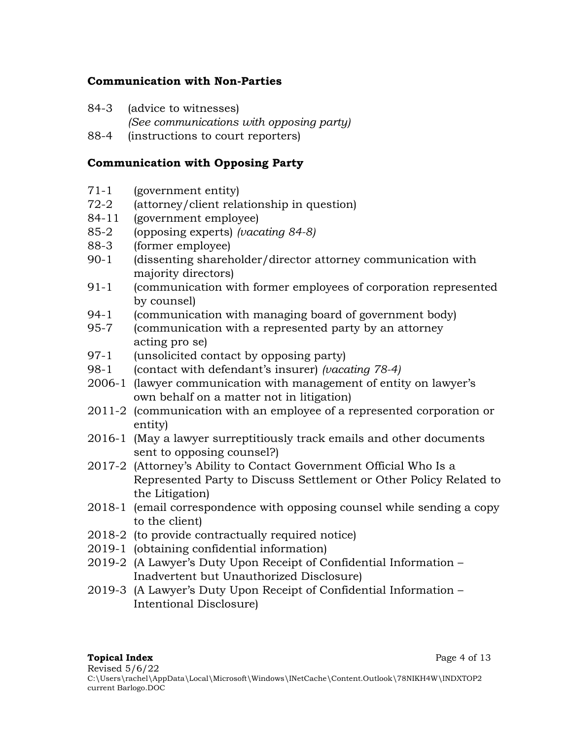**Communication with Non-Parties**

84-3 (advice to witnesses)
*(See communications with opposing party)*
88-4 (instructions to court reporters)

**Communication with Opposing Party**

71-1 (government entity)
72-2 (attorney/client relationship in question)
84-11 (government employee)
85-2 (opposing experts) *(vacating 84-8)*
88-3 (former employee)
90-1 (dissenting shareholder/director attorney communication with majority directors)
91-1 (communication with former employees of corporation represented by counsel)
94-1 (communication with managing board of government body)
95-7 (communication with a represented party by an attorney acting pro se)
97-1 (unsolicited contact by opposing party)
98-1 (contact with defendant's insurer) *(vacating 78-4)*
2006-1 (lawyer communication with management of entity on lawyer's own behalf on a matter not in litigation)
2011-2 (communication with an employee of a represented corporation or entity)
2016-1 (May a lawyer surreptitiously track emails and other documents sent to opposing counsel?)
2017-2 (Attorney's Ability to Contact Government Official Who Is a Represented Party to Discuss Settlement or Other Policy Related to the Litigation)
2018-1 (email correspondence with opposing counsel while sending a copy to the client)
2018-2 (to provide contractually required notice)
2019-1 (obtaining confidential information)
2019-2 (A Lawyer's Duty Upon Receipt of Confidential Information – Inadvertent but Unauthorized Disclosure)
2019-3 (A Lawyer's Duty Upon Receipt of Confidential Information – Intentional Disclosure)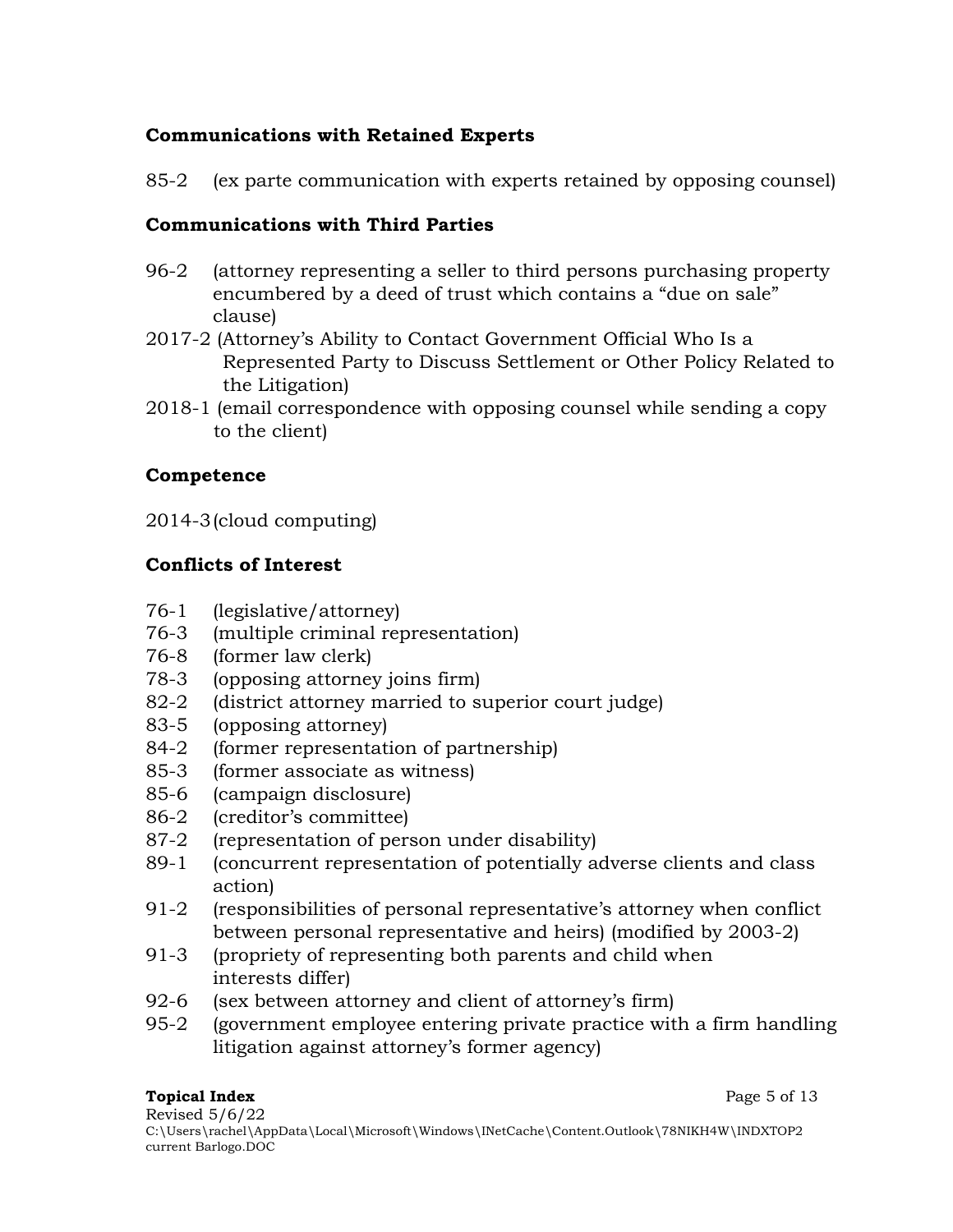**Communications with Retained Experts**

85-2 (ex parte communication with experts retained by opposing counsel)

**Communications with Third Parties**

96-2 (attorney representing a seller to third persons purchasing property encumbered by a deed of trust which contains a "due on sale" clause)
2017-2 (Attorney's Ability to Contact Government Official Who Is a Represented Party to Discuss Settlement or Other Policy Related to the Litigation)
2018-1 (email correspondence with opposing counsel while sending a copy to the client)

**Competence**

2014-3 (cloud computing)

**Conflicts of Interest**

76-1 (legislative/attorney)
76-3 (multiple criminal representation)
76-8 (former law clerk)
78-3 (opposing attorney joins firm)
82-2 (district attorney married to superior court judge)
83-5 (opposing attorney)
84-2 (former representation of partnership)
85-3 (former associate as witness)
85-6 (campaign disclosure)
86-2 (creditor's committee)
87-2 (representation of person under disability)
89-1 (concurrent representation of potentially adverse clients and class action)
91-2 (responsibilities of personal representative's attorney when conflict between personal representative and heirs) (modified by 2003-2)
91-3 (propriety of representing both parents and child when interests differ)
92-6 (sex between attorney and client of attorney's firm)
95-2 (government employee entering private practice with a firm handling litigation against attorney's former agency)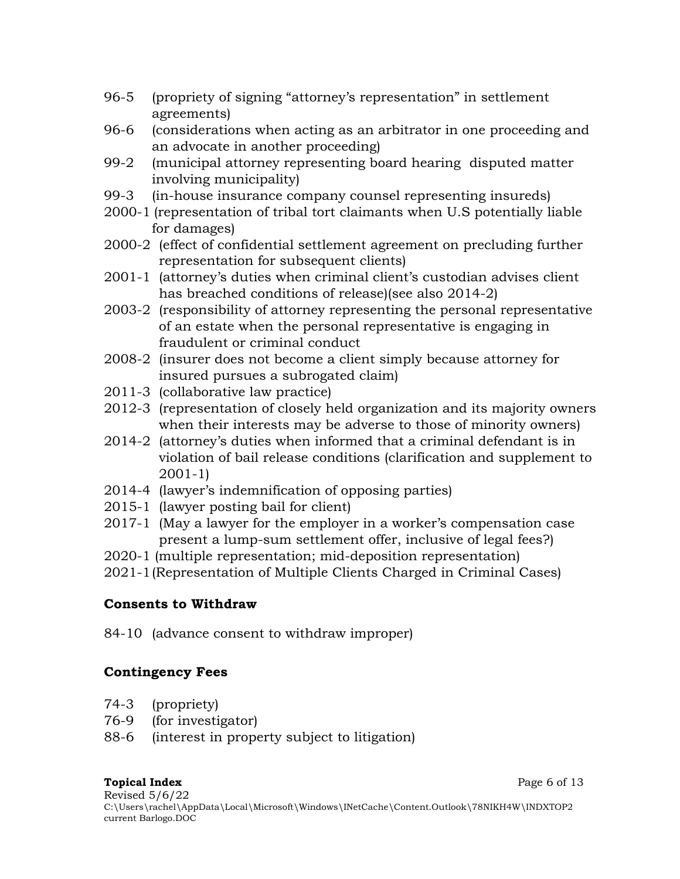96-5 (propriety of signing “attorney’s representation” in settlement agreements)
96-6 (considerations when acting as an arbitrator in one proceeding and an advocate in another proceeding)
99-2 (municipal attorney representing board hearing disputed matter involving municipality)
99-3 (in-house insurance company counsel representing insureds)
2000-1 (representation of tribal tort claimants when U.S potentially liable for damages)
2000-2 (effect of confidential settlement agreement on precluding further representation for subsequent clients)
2001-1 (attorney’s duties when criminal client’s custodian advises client has breached conditions of release)(see also 2014-2)
2003-2 (responsibility of attorney representing the personal representative of an estate when the personal representative is engaging in fraudulent or criminal conduct
2008-2 (insurer does not become a client simply because attorney for insured pursues a subrogated claim)
2011-3 (collaborative law practice)
2012-3 (representation of closely held organization and its majority owners when their interests may be adverse to those of minority owners)
2014-2 (attorney’s duties when informed that a criminal defendant is in violation of bail release conditions (clarification and supplement to 2001-1)
2014-4 (lawyer’s indemnification of opposing parties)
2015-1 (lawyer posting bail for client)
2017-1 (May a lawyer for the employer in a worker’s compensation case present a lump-sum settlement offer, inclusive of legal fees?)
2020-1 (multiple representation; mid-deposition representation)
2021-1 (Representation of Multiple Clients Charged in Criminal Cases)

**Consents to Withdraw**

84-10 (advance consent to withdraw improper)

**Contingency Fees**

74-3 (propriety)
76-9 (for investigator)
88-6 (interest in property subject to litigation)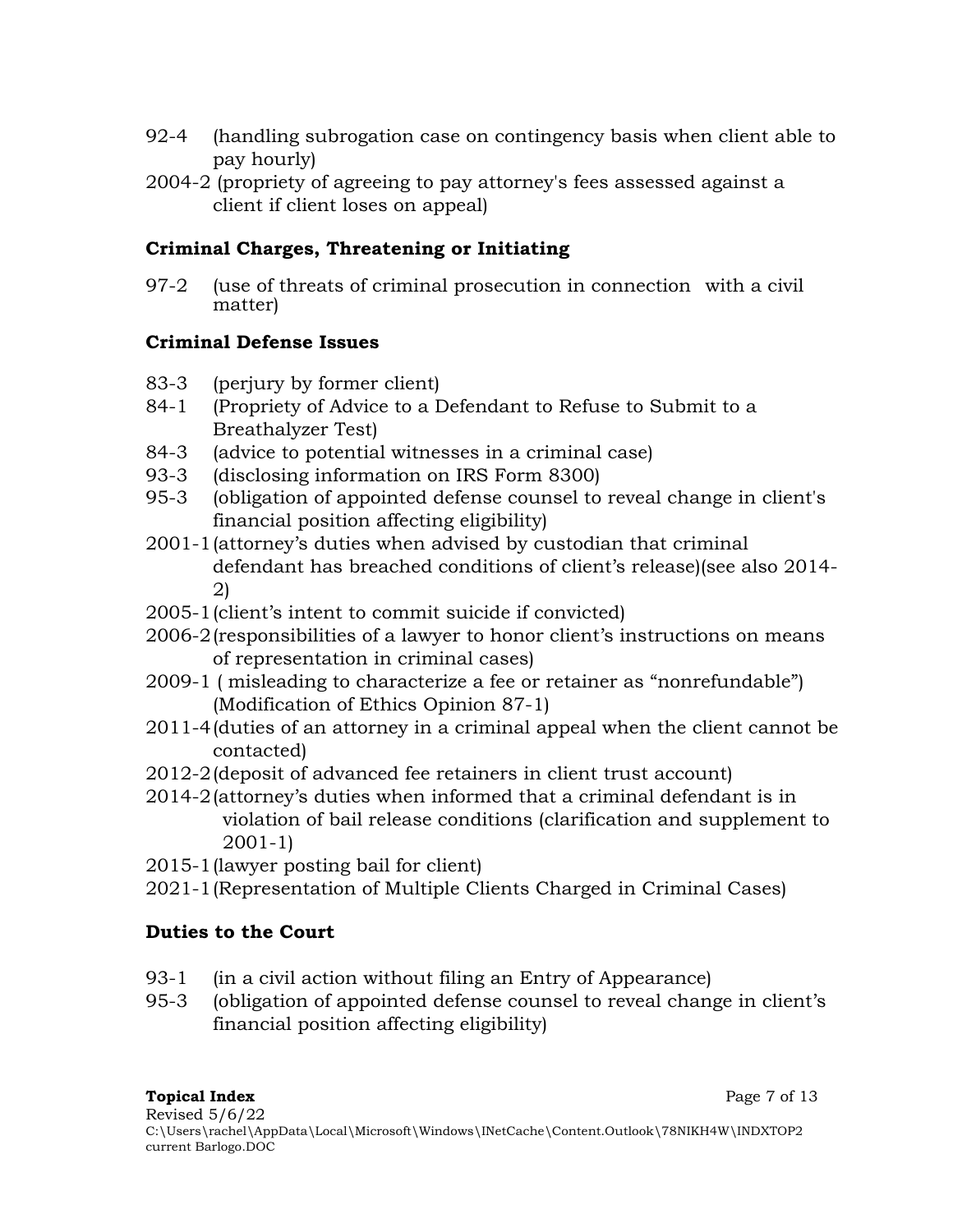92-4 (handling subrogation case on contingency basis when client able to pay hourly)
2004-2 (propriety of agreeing to pay attorney's fees assessed against a client if client loses on appeal)

**Criminal Charges, Threatening or Initiating**

97-2 (use of threats of criminal prosecution in connection with a civil matter)

**Criminal Defense Issues**

83-3 (perjury by former client)
84-1 (Propriety of Advice to a Defendant to Refuse to Submit to a Breathalyzer Test)
84-3 (advice to potential witnesses in a criminal case)
93-3 (disclosing information on IRS Form 8300)
95-3 (obligation of appointed defense counsel to reveal change in client's financial position affecting eligibility)
2001-1 (attorney's duties when advised by custodian that criminal defendant has breached conditions of client's release)(see also 2014-2)
2005-1 (client's intent to commit suicide if convicted)
2006-2 (responsibilities of a lawyer to honor client's instructions on means of representation in criminal cases)
2009-1 ( misleading to characterize a fee or retainer as "nonrefundable") (Modification of Ethics Opinion 87-1)
2011-4 (duties of an attorney in a criminal appeal when the client cannot be contacted)
2012-2 (deposit of advanced fee retainers in client trust account)
2014-2 (attorney's duties when informed that a criminal defendant is in violation of bail release conditions (clarification and supplement to 2001-1)
2015-1 (lawyer posting bail for client)
2021-1 (Representation of Multiple Clients Charged in Criminal Cases)

**Duties to the Court**

93-1 (in a civil action without filing an Entry of Appearance)
95-3 (obligation of appointed defense counsel to reveal change in client's financial position affecting eligibility)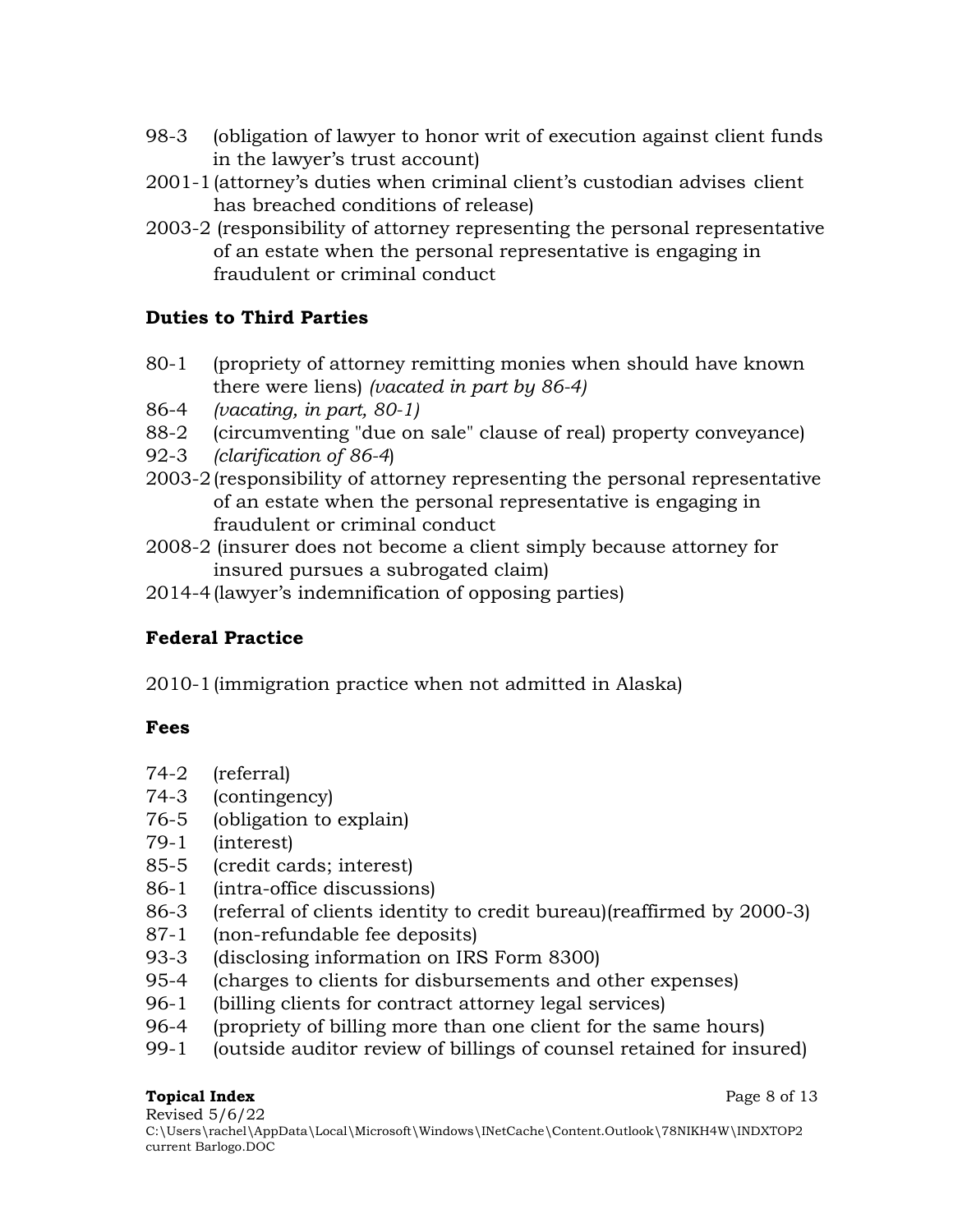98-3 (obligation of lawyer to honor writ of execution against client funds in the lawyer's trust account)
2001-1 (attorney's duties when criminal client's custodian advises client has breached conditions of release)
2003-2 (responsibility of attorney representing the personal representative of an estate when the personal representative is engaging in fraudulent or criminal conduct

**Duties to Third Parties**

80-1 (propriety of attorney remitting monies when should have known there were liens) *(vacated in part by 86-4)*
86-4 *(vacating, in part, 80-1)*
88-2 (circumventing "due on sale" clause of real) property conveyance)
92-3 *(clarification of 86-4*)
2003-2 (responsibility of attorney representing the personal representative of an estate when the personal representative is engaging in fraudulent or criminal conduct
2008-2 (insurer does not become a client simply because attorney for insured pursues a subrogated claim)
2014-4 (lawyer's indemnification of opposing parties)

**Federal Practice**

2010-1 (immigration practice when not admitted in Alaska)

**Fees**

74-2 (referral)
74-3 (contingency)
76-5 (obligation to explain)
79-1 (interest)
85-5 (credit cards; interest)
86-1 (intra-office discussions)
86-3 (referral of clients identity to credit bureau)(reaffirmed by 2000-3)
87-1 (non-refundable fee deposits)
93-3 (disclosing information on IRS Form 8300)
95-4 (charges to clients for disbursements and other expenses)
96-1 (billing clients for contract attorney legal services)
96-4 (propriety of billing more than one client for the same hours)
99-1 (outside auditor review of billings of counsel retained for insured)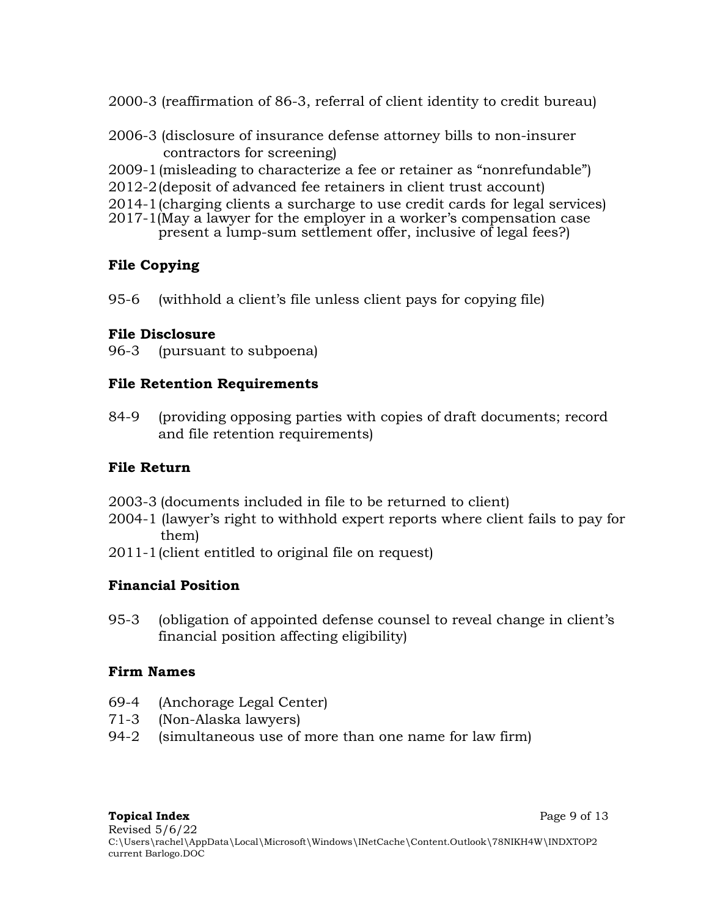2000-3 (reaffirmation of 86-3, referral of client identity to credit bureau)

2006-3 (disclosure of insurance defense attorney bills to non-insurer contractors for screening)

2009-1 (misleading to characterize a fee or retainer as "nonrefundable")

2012-2 (deposit of advanced fee retainers in client trust account)

2014-1 (charging clients a surcharge to use credit cards for legal services)

2017-1 (May a lawyer for the employer in a worker's compensation case present a lump-sum settlement offer, inclusive of legal fees?)

**File Copying**

95-6 (withhold a client's file unless client pays for copying file)

**File Disclosure**

96-3 (pursuant to subpoena)

**File Retention Requirements**

84-9 (providing opposing parties with copies of draft documents; record and file retention requirements)

**File Return**

2003-3 (documents included in file to be returned to client)

2004-1 (lawyer's right to withhold expert reports where client fails to pay for them)

2011-1 (client entitled to original file on request)

**Financial Position**

95-3 (obligation of appointed defense counsel to reveal change in client's financial position affecting eligibility)

**Firm Names**

69-4 (Anchorage Legal Center)

71-3 (Non-Alaska lawyers)

94-2 (simultaneous use of more than one name for law firm)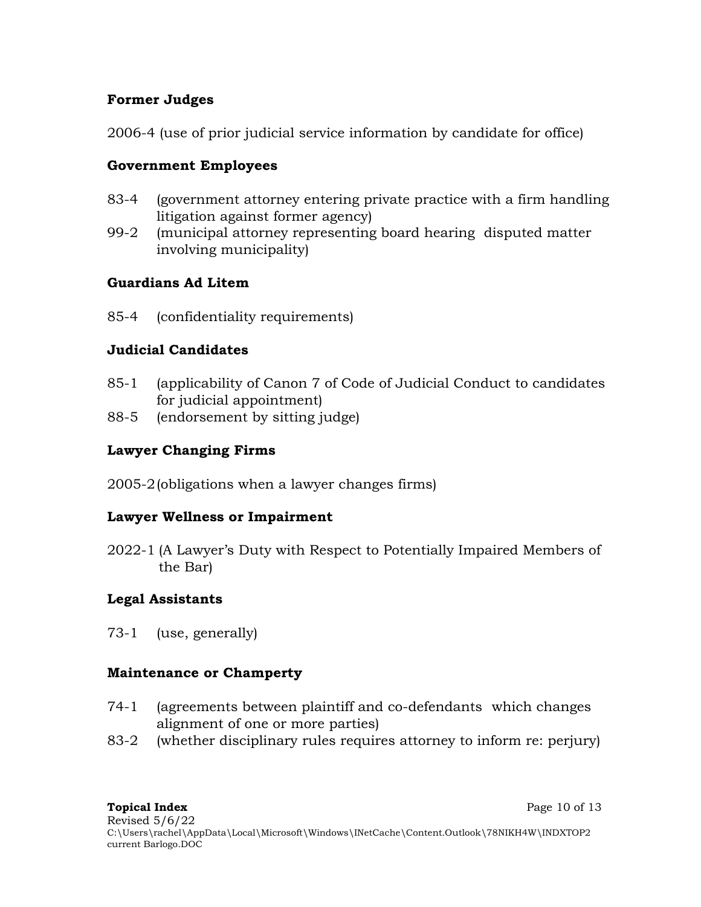**Former Judges**

2006-4 (use of prior judicial service information by candidate for office)

**Government Employees**

83-4 (government attorney entering private practice with a firm handling litigation against former agency)
99-2 (municipal attorney representing board hearing disputed matter involving municipality)

**Guardians Ad Litem**

85-4 (confidentiality requirements)

**Judicial Candidates**

85-1 (applicability of Canon 7 of Code of Judicial Conduct to candidates for judicial appointment)
88-5 (endorsement by sitting judge)

**Lawyer Changing Firms**

2005-2 (obligations when a lawyer changes firms)

**Lawyer Wellness or Impairment**

2022-1 (A Lawyer's Duty with Respect to Potentially Impaired Members of the Bar)

**Legal Assistants**

73-1 (use, generally)

**Maintenance or Champerty**

74-1 (agreements between plaintiff and co-defendants which changes alignment of one or more parties)
83-2 (whether disciplinary rules requires attorney to inform re: perjury)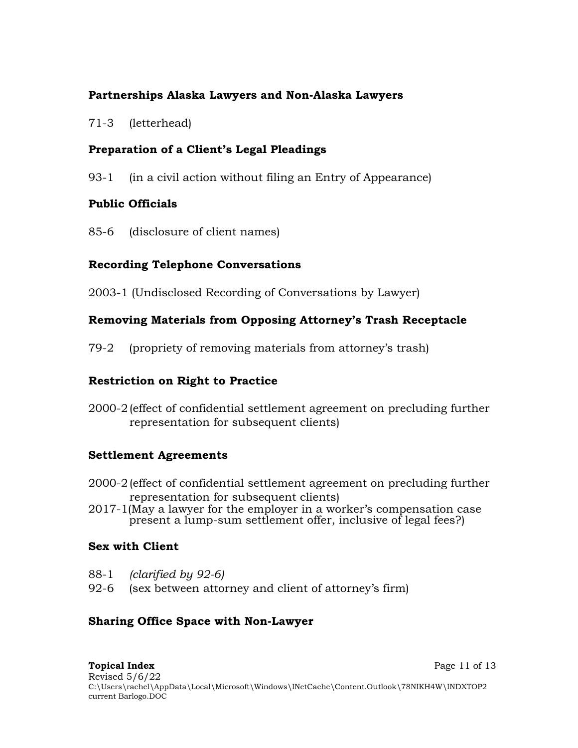**Partnerships Alaska Lawyers and Non-Alaska Lawyers**

71-3 (letterhead)

**Preparation of a Client's Legal Pleadings**

93-1 (in a civil action without filing an Entry of Appearance)

**Public Officials**

85-6 (disclosure of client names)

**Recording Telephone Conversations**

2003-1 (Undisclosed Recording of Conversations by Lawyer)

**Removing Materials from Opposing Attorney's Trash Receptacle**

79-2 (propriety of removing materials from attorney's trash)

**Restriction on Right to Practice**

2000-2 (effect of confidential settlement agreement on precluding further representation for subsequent clients)

**Settlement Agreements**

2000-2 (effect of confidential settlement agreement on precluding further representation for subsequent clients)
2017-1 (May a lawyer for the employer in a worker's compensation case present a lump-sum settlement offer, inclusive of legal fees?)

**Sex with Client**

88-1 *(clarified by 92-6)*
92-6 (sex between attorney and client of attorney's firm)

**Sharing Office Space with Non-Lawyer**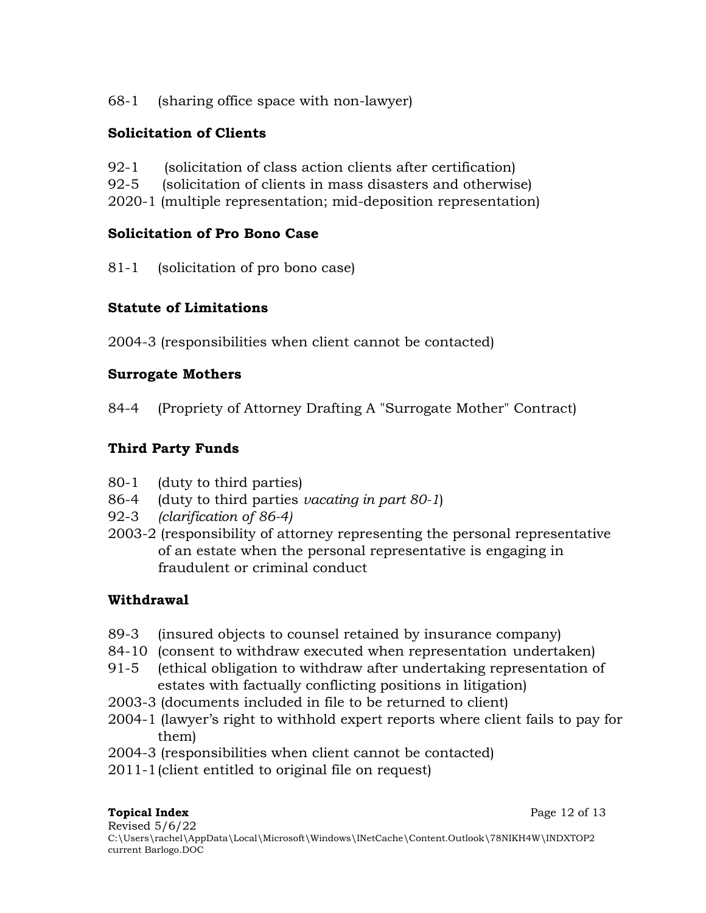68-1 (sharing office space with non-lawyer)

**Solicitation of Clients**

92-1 (solicitation of class action clients after certification)
92-5 (solicitation of clients in mass disasters and otherwise)
2020-1 (multiple representation; mid-deposition representation)

**Solicitation of Pro Bono Case**

81-1 (solicitation of pro bono case)

**Statute of Limitations**

2004-3 (responsibilities when client cannot be contacted)

**Surrogate Mothers**

84-4 (Propriety of Attorney Drafting A "Surrogate Mother" Contract)

**Third Party Funds**

80-1 (duty to third parties)
86-4 (duty to third parties *vacating in part 80-1*)
92-3 *(clarification of 86-4)*
2003-2 (responsibility of attorney representing the personal representative of an estate when the personal representative is engaging in fraudulent or criminal conduct

**Withdrawal**

89-3 (insured objects to counsel retained by insurance company)
84-10 (consent to withdraw executed when representation undertaken)
91-5 (ethical obligation to withdraw after undertaking representation of estates with factually conflicting positions in litigation)
2003-3 (documents included in file to be returned to client)
2004-1 (lawyer's right to withhold expert reports where client fails to pay for them)
2004-3 (responsibilities when client cannot be contacted)
2011-1 (client entitled to original file on request)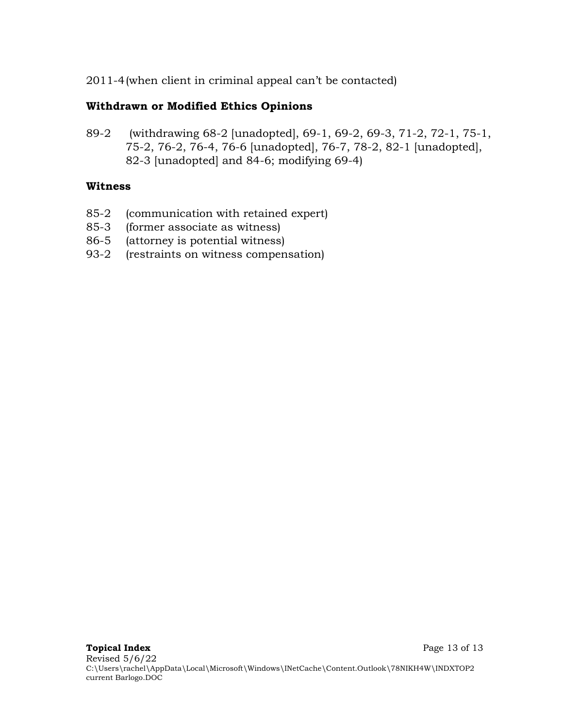2011-4 (when client in criminal appeal can't be contacted)

**Withdrawn or Modified Ethics Opinions**

89-2 (withdrawing 68-2 [unadopted], 69-1, 69-2, 69-3, 71-2, 72-1, 75-1, 75-2, 76-2, 76-4, 76-6 [unadopted], 76-7, 78-2, 82-1 [unadopted], 82-3 [unadopted] and 84-6; modifying 69-4)

**Witness**

85-2 (communication with retained expert)
85-3 (former associate as witness)
86-5 (attorney is potential witness)
93-2 (restraints on witness compensation)